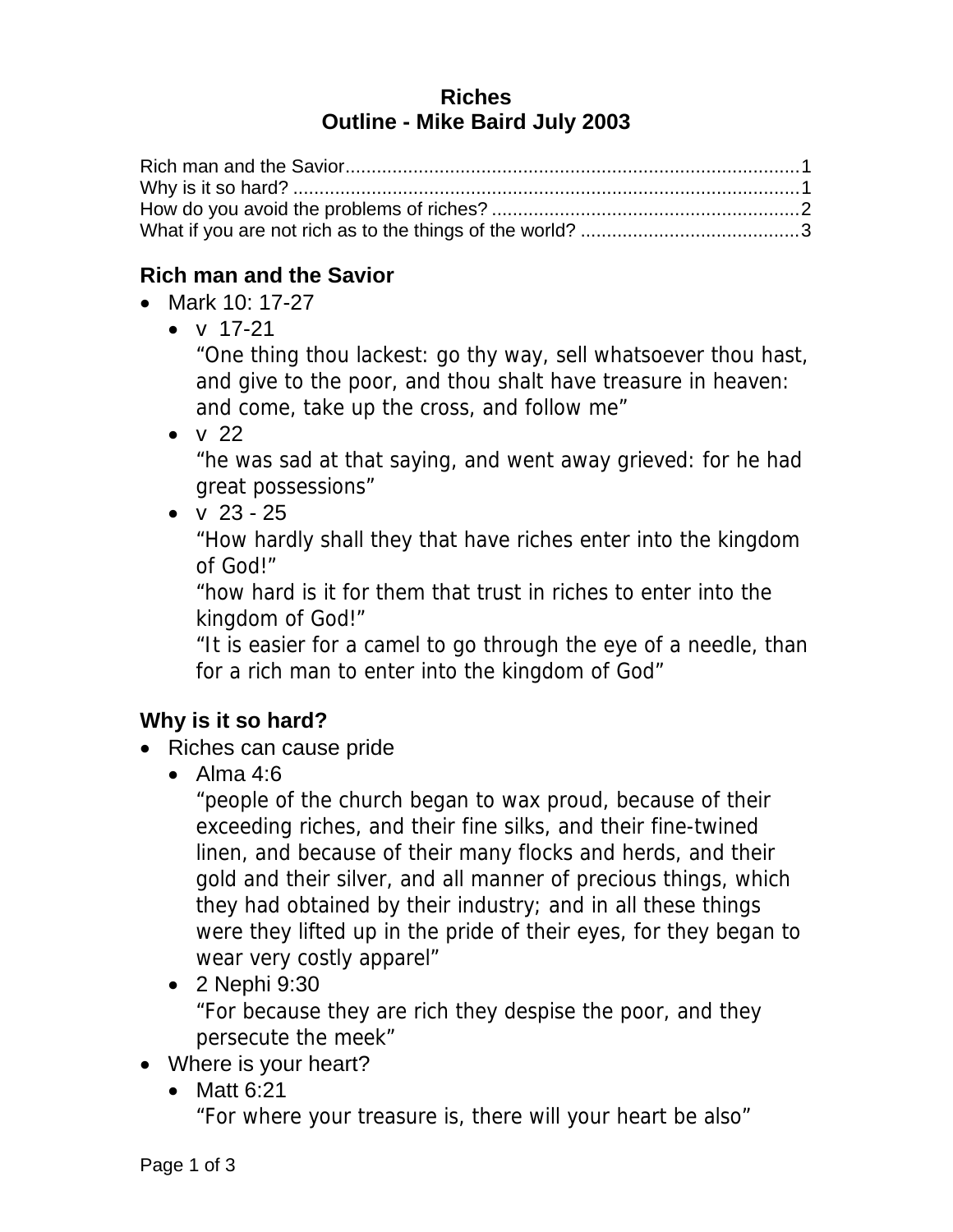# Riches
# Outline - Mike Baird July 2003

Rich man and the Savior......................................................................................1
Why is it so hard? ................................................................................................1
How do you avoid the problems of riches? ..........................................................2
What if you are not rich as to the things of the world? .........................................3

## Rich man and the Savior

- Mark 10: 17-27
  - v 17-21
    "One thing thou lackest: go thy way, sell whatsoever thou hast, and give to the poor, and thou shalt have treasure in heaven: and come, take up the cross, and follow me"
  - v 22
    "he was sad at that saying, and went away grieved: for he had great possessions"
  - v 23 - 25
    "How hardly shall they that have riches enter into the kingdom of God!"
    "how hard is it for them that trust in riches to enter into the kingdom of God!"
    "It is easier for a camel to go through the eye of a needle, than for a rich man to enter into the kingdom of God"

## Why is it so hard?

- Riches can cause pride
  - Alma 4:6
    "people of the church began to wax proud, because of their exceeding riches, and their fine silks, and their fine-twined linen, and because of their many flocks and herds, and their gold and their silver, and all manner of precious things, which they had obtained by their industry; and in all these things were they lifted up in the pride of their eyes, for they began to wear very costly apparel"
  - 2 Nephi 9:30
    "For because they are rich they despise the poor, and they persecute the meek"
- Where is your heart?
  - Matt 6:21
    "For where your treasure is, there will your heart be also"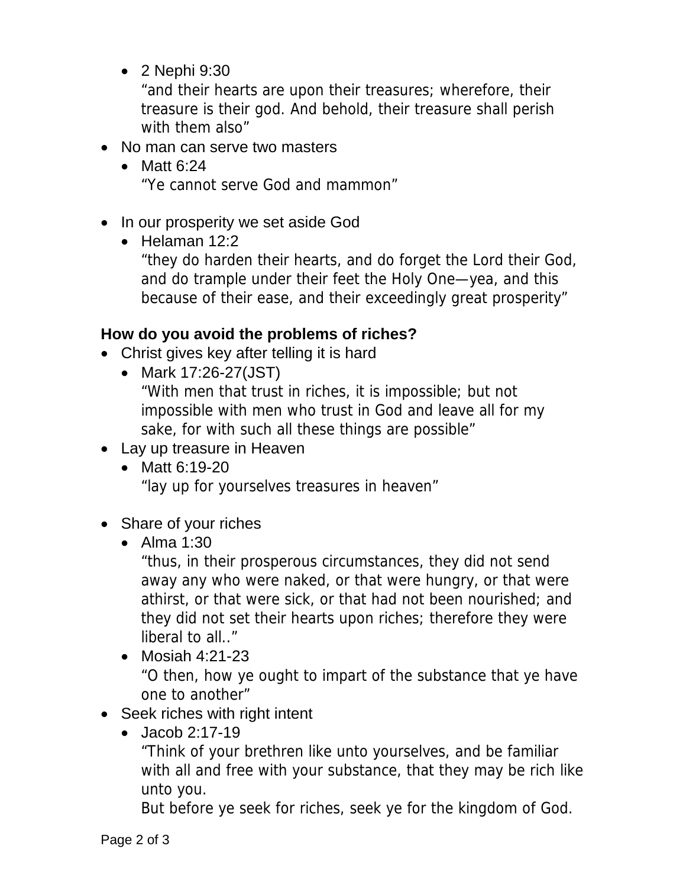- 2 Nephi 9:30
    "and their hearts are upon their treasures; wherefore, their treasure is their god. And behold, their treasure shall perish with them also"
- No man can serve two masters
  - Matt 6:24
    "Ye cannot serve God and mammon"
- In our prosperity we set aside God
  - Helaman 12:2
    "they do harden their hearts, and do forget the Lord their God, and do trample under their feet the Holy One—yea, and this because of their ease, and their exceedingly great prosperity"

**How do you avoid the problems of riches?**

- Christ gives key after telling it is hard
  - Mark 17:26-27(JST)
    "With men that trust in riches, it is impossible; but not impossible with men who trust in God and leave all for my sake, for with such all these things are possible"
- Lay up treasure in Heaven
  - Matt 6:19-20
    "lay up for yourselves treasures in heaven"
- Share of your riches
  - Alma 1:30
    "thus, in their prosperous circumstances, they did not send away any who were naked, or that were hungry, or that were athirst, or that were sick, or that had not been nourished; and they did not set their hearts upon riches; therefore they were liberal to all.."
  - Mosiah 4:21-23
    "O then, how ye ought to impart of the substance that ye have one to another"
- Seek riches with right intent
  - Jacob 2:17-19
    "Think of your brethren like unto yourselves, and be familiar with all and free with your substance, that they may be rich like unto you.
    But before ye seek for riches, seek ye for the kingdom of God.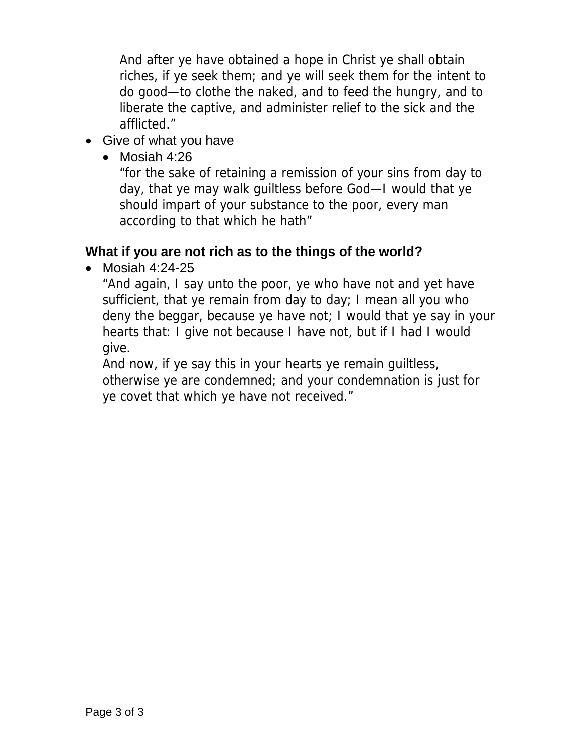And after ye have obtained a hope in Christ ye shall obtain riches, if ye seek them; and ye will seek them for the intent to do good—to clothe the naked, and to feed the hungry, and to liberate the captive, and administer relief to the sick and the afflicted."

- Give of what you have
  - Mosiah 4:26
    "for the sake of retaining a remission of your sins from day to day, that ye may walk guiltless before God—I would that ye should impart of your substance to the poor, every man according to that which he hath"

**What if you are not rich as to the things of the world?**

- Mosiah 4:24-25
  "And again, I say unto the poor, ye who have not and yet have sufficient, that ye remain from day to day; I mean all you who deny the beggar, because ye have not; I would that ye say in your hearts that: I give not because I have not, but if I had I would give.
  And now, if ye say this in your hearts ye remain guiltless, otherwise ye are condemned; and your condemnation is just for ye covet that which ye have not received."